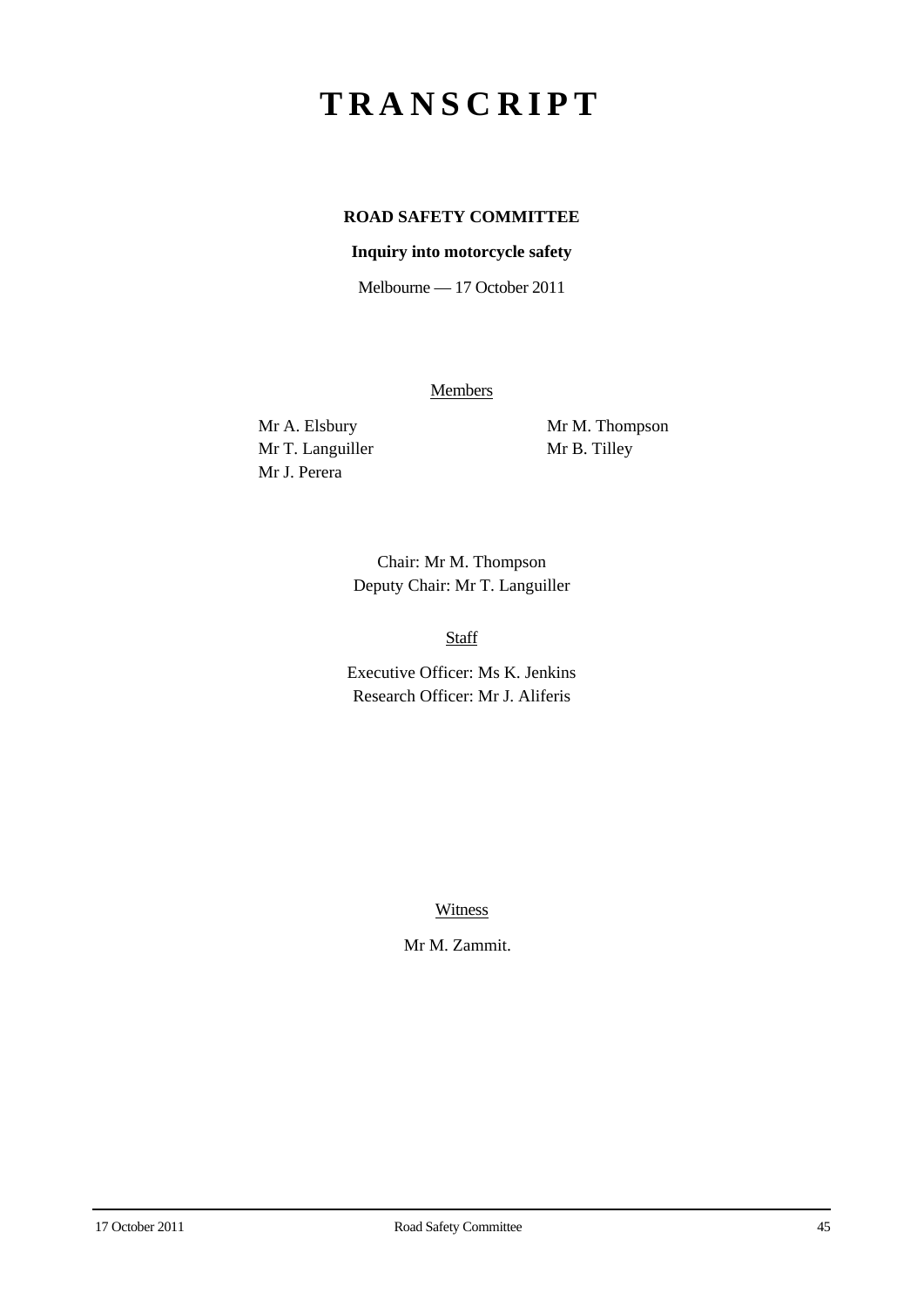# TRANSCRIPT

**ROAD SAFETY COMMITTEE**

**Inquiry into motorcycle safety**

Melbourne — 17 October 2011

Members

Mr A. Elsbury
Mr T. Languiller
Mr J. Perera
Mr M. Thompson
Mr B. Tilley

Chair: Mr M. Thompson
Deputy Chair: Mr T. Languiller

Staff

Executive Officer: Ms K. Jenkins
Research Officer: Mr J. Aliferis

Witness

Mr M. Zammit.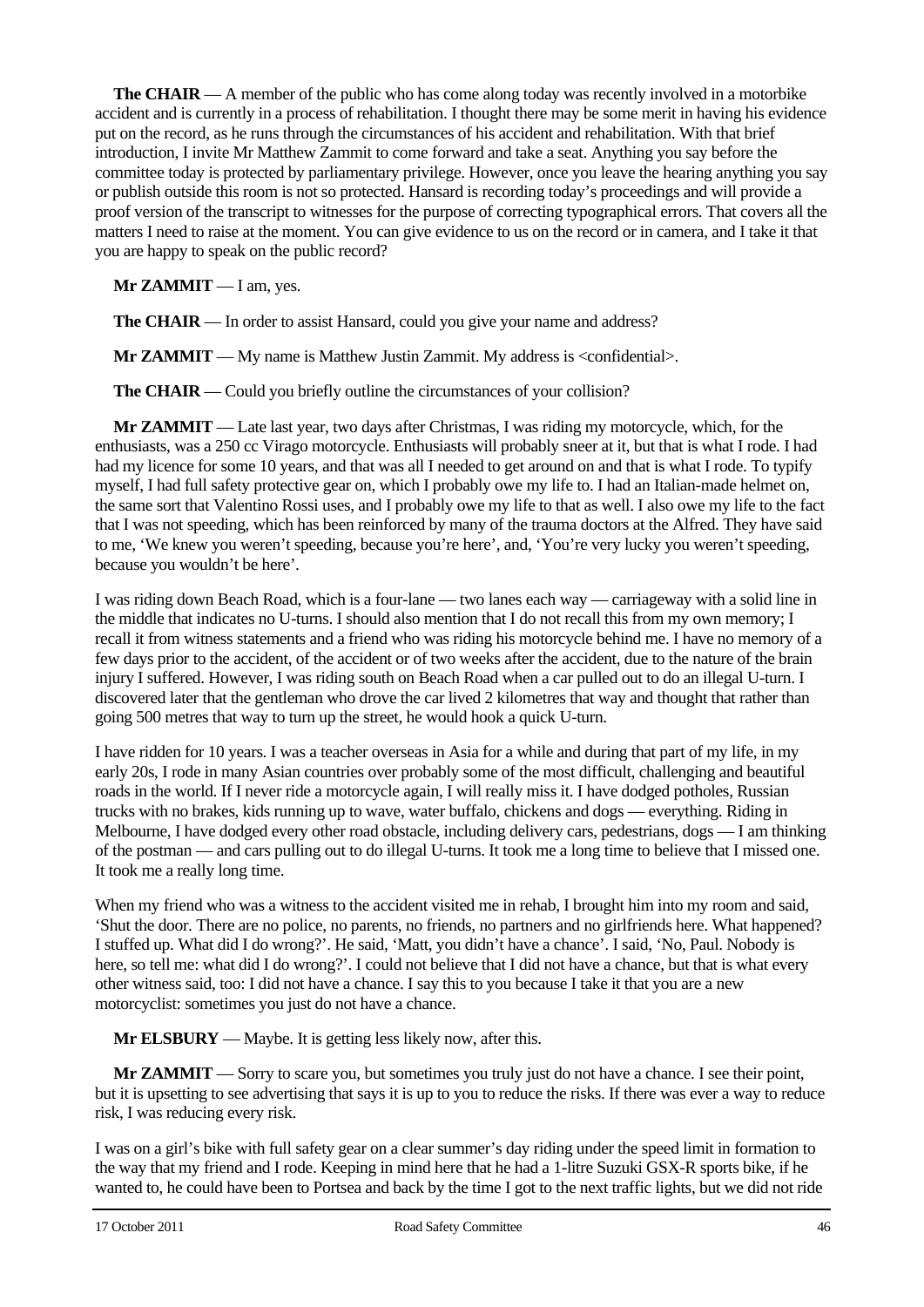**The CHAIR** — A member of the public who has come along today was recently involved in a motorbike accident and is currently in a process of rehabilitation. I thought there may be some merit in having his evidence put on the record, as he runs through the circumstances of his accident and rehabilitation. With that brief introduction, I invite Mr Matthew Zammit to come forward and take a seat. Anything you say before the committee today is protected by parliamentary privilege. However, once you leave the hearing anything you say or publish outside this room is not so protected. Hansard is recording today's proceedings and will provide a proof version of the transcript to witnesses for the purpose of correcting typographical errors. That covers all the matters I need to raise at the moment. You can give evidence to us on the record or in camera, and I take it that you are happy to speak on the public record?

**Mr ZAMMIT** — I am, yes.

**The CHAIR** — In order to assist Hansard, could you give your name and address?

**Mr ZAMMIT** — My name is Matthew Justin Zammit. My address is <confidential>.

**The CHAIR** — Could you briefly outline the circumstances of your collision?

**Mr ZAMMIT** — Late last year, two days after Christmas, I was riding my motorcycle, which, for the enthusiasts, was a 250 cc Virago motorcycle. Enthusiasts will probably sneer at it, but that is what I rode. I had had my licence for some 10 years, and that was all I needed to get around on and that is what I rode. To typify myself, I had full safety protective gear on, which I probably owe my life to. I had an Italian-made helmet on, the same sort that Valentino Rossi uses, and I probably owe my life to that as well. I also owe my life to the fact that I was not speeding, which has been reinforced by many of the trauma doctors at the Alfred. They have said to me, 'We knew you weren't speeding, because you're here', and, 'You're very lucky you weren't speeding, because you wouldn't be here'.

I was riding down Beach Road, which is a four-lane — two lanes each way — carriageway with a solid line in the middle that indicates no U-turns. I should also mention that I do not recall this from my own memory; I recall it from witness statements and a friend who was riding his motorcycle behind me. I have no memory of a few days prior to the accident, of the accident or of two weeks after the accident, due to the nature of the brain injury I suffered. However, I was riding south on Beach Road when a car pulled out to do an illegal U-turn. I discovered later that the gentleman who drove the car lived 2 kilometres that way and thought that rather than going 500 metres that way to turn up the street, he would hook a quick U-turn.

I have ridden for 10 years. I was a teacher overseas in Asia for a while and during that part of my life, in my early 20s, I rode in many Asian countries over probably some of the most difficult, challenging and beautiful roads in the world. If I never ride a motorcycle again, I will really miss it. I have dodged potholes, Russian trucks with no brakes, kids running up to wave, water buffalo, chickens and dogs — everything. Riding in Melbourne, I have dodged every other road obstacle, including delivery cars, pedestrians, dogs — I am thinking of the postman — and cars pulling out to do illegal U-turns. It took me a long time to believe that I missed one. It took me a really long time.

When my friend who was a witness to the accident visited me in rehab, I brought him into my room and said, 'Shut the door. There are no police, no parents, no friends, no partners and no girlfriends here. What happened? I stuffed up. What did I do wrong?'. He said, 'Matt, you didn't have a chance'. I said, 'No, Paul. Nobody is here, so tell me: what did I do wrong?'. I could not believe that I did not have a chance, but that is what every other witness said, too: I did not have a chance. I say this to you because I take it that you are a new motorcyclist: sometimes you just do not have a chance.

**Mr ELSBURY** — Maybe. It is getting less likely now, after this.

**Mr ZAMMIT** — Sorry to scare you, but sometimes you truly just do not have a chance. I see their point, but it is upsetting to see advertising that says it is up to you to reduce the risks. If there was ever a way to reduce risk, I was reducing every risk.

I was on a girl's bike with full safety gear on a clear summer's day riding under the speed limit in formation to the way that my friend and I rode. Keeping in mind here that he had a 1-litre Suzuki GSX-R sports bike, if he wanted to, he could have been to Portsea and back by the time I got to the next traffic lights, but we did not ride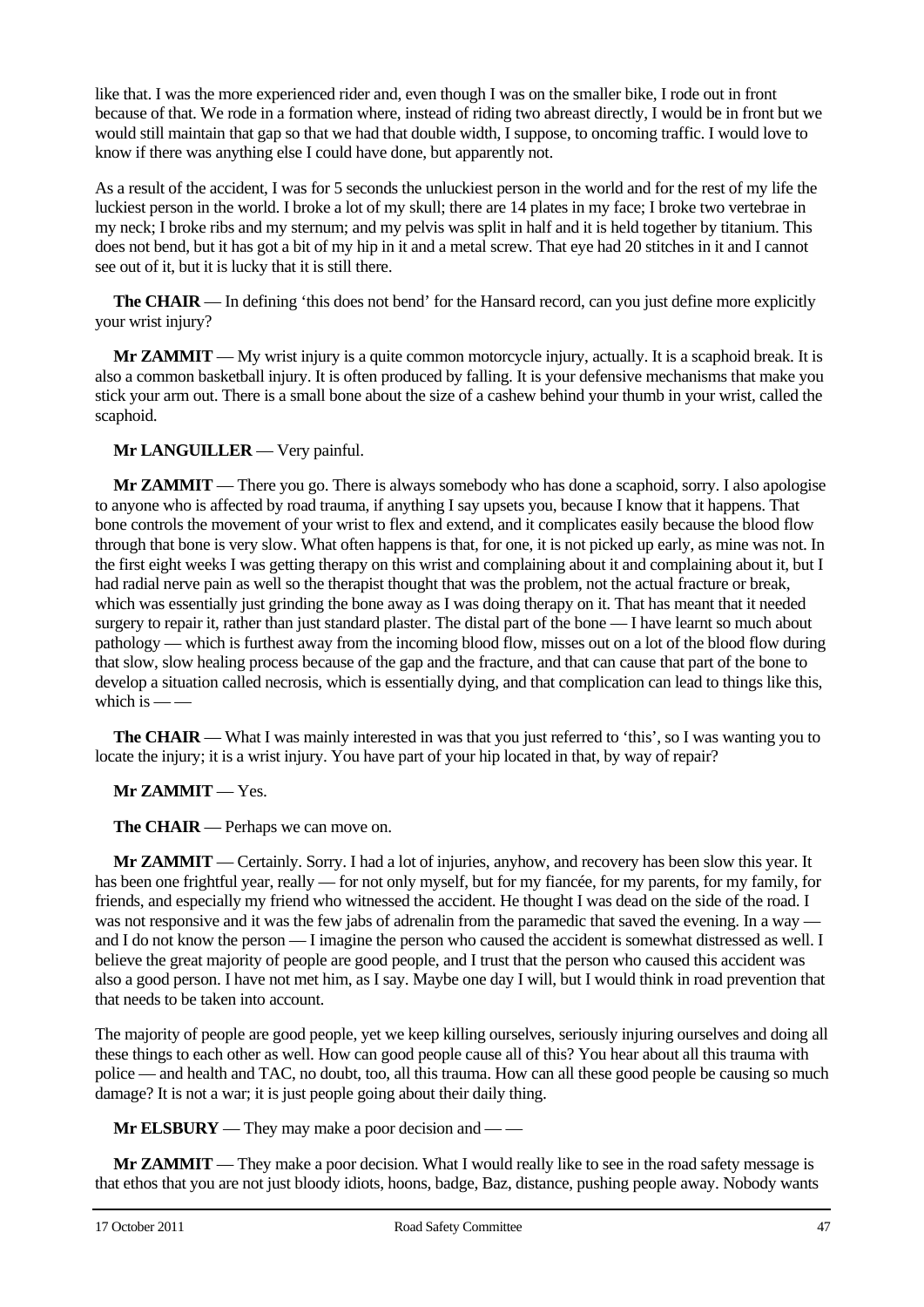like that. I was the more experienced rider and, even though I was on the smaller bike, I rode out in front because of that. We rode in a formation where, instead of riding two abreast directly, I would be in front but we would still maintain that gap so that we had that double width, I suppose, to oncoming traffic. I would love to know if there was anything else I could have done, but apparently not.

As a result of the accident, I was for 5 seconds the unluckiest person in the world and for the rest of my life the luckiest person in the world. I broke a lot of my skull; there are 14 plates in my face; I broke two vertebrae in my neck; I broke ribs and my sternum; and my pelvis was split in half and it is held together by titanium. This does not bend, but it has got a bit of my hip in it and a metal screw. That eye had 20 stitches in it and I cannot see out of it, but it is lucky that it is still there.

**The CHAIR** — In defining 'this does not bend' for the Hansard record, can you just define more explicitly your wrist injury?

**Mr ZAMMIT** — My wrist injury is a quite common motorcycle injury, actually. It is a scaphoid break. It is also a common basketball injury. It is often produced by falling. It is your defensive mechanisms that make you stick your arm out. There is a small bone about the size of a cashew behind your thumb in your wrist, called the scaphoid.

**Mr LANGUILLER** — Very painful.

**Mr ZAMMIT** — There you go. There is always somebody who has done a scaphoid, sorry. I also apologise to anyone who is affected by road trauma, if anything I say upsets you, because I know that it happens. That bone controls the movement of your wrist to flex and extend, and it complicates easily because the blood flow through that bone is very slow. What often happens is that, for one, it is not picked up early, as mine was not. In the first eight weeks I was getting therapy on this wrist and complaining about it and complaining about it, but I had radial nerve pain as well so the therapist thought that was the problem, not the actual fracture or break, which was essentially just grinding the bone away as I was doing therapy on it. That has meant that it needed surgery to repair it, rather than just standard plaster. The distal part of the bone — I have learnt so much about pathology — which is furthest away from the incoming blood flow, misses out on a lot of the blood flow during that slow, slow healing process because of the gap and the fracture, and that can cause that part of the bone to develop a situation called necrosis, which is essentially dying, and that complication can lead to things like this, which is — —

**The CHAIR** — What I was mainly interested in was that you just referred to 'this', so I was wanting you to locate the injury; it is a wrist injury. You have part of your hip located in that, by way of repair?

**Mr ZAMMIT** — Yes.

**The CHAIR** — Perhaps we can move on.

**Mr ZAMMIT** — Certainly. Sorry. I had a lot of injuries, anyhow, and recovery has been slow this year. It has been one frightful year, really — for not only myself, but for my fiancée, for my parents, for my family, for friends, and especially my friend who witnessed the accident. He thought I was dead on the side of the road. I was not responsive and it was the few jabs of adrenalin from the paramedic that saved the evening. In a way — and I do not know the person — I imagine the person who caused the accident is somewhat distressed as well. I believe the great majority of people are good people, and I trust that the person who caused this accident was also a good person. I have not met him, as I say. Maybe one day I will, but I would think in road prevention that that needs to be taken into account.

The majority of people are good people, yet we keep killing ourselves, seriously injuring ourselves and doing all these things to each other as well. How can good people cause all of this? You hear about all this trauma with police — and health and TAC, no doubt, too, all this trauma. How can all these good people be causing so much damage? It is not a war; it is just people going about their daily thing.

**Mr ELSBURY** — They may make a poor decision and — —

**Mr ZAMMIT** — They make a poor decision. What I would really like to see in the road safety message is that ethos that you are not just bloody idiots, hoons, badge, Baz, distance, pushing people away. Nobody wants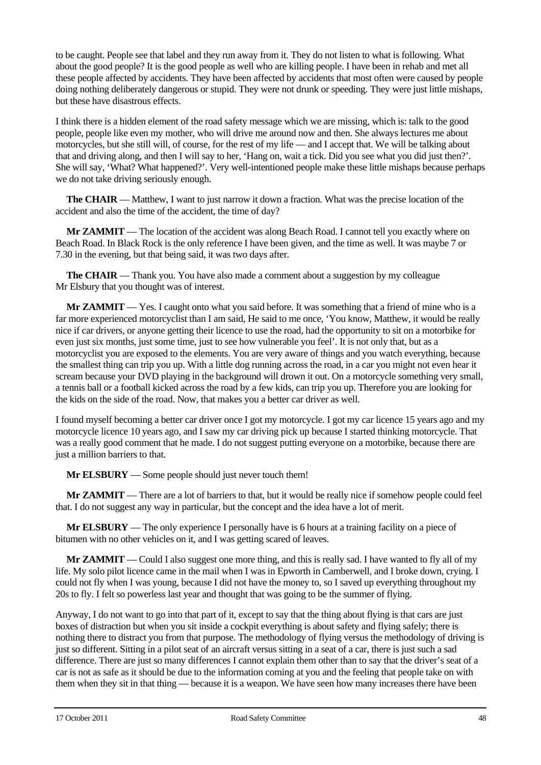to be caught. People see that label and they run away from it. They do not listen to what is following. What about the good people? It is the good people as well who are killing people. I have been in rehab and met all these people affected by accidents. They have been affected by accidents that most often were caused by people doing nothing deliberately dangerous or stupid. They were not drunk or speeding. They were just little mishaps, but these have disastrous effects.

I think there is a hidden element of the road safety message which we are missing, which is: talk to the good people, people like even my mother, who will drive me around now and then. She always lectures me about motorcycles, but she still will, of course, for the rest of my life — and I accept that. We will be talking about that and driving along, and then I will say to her, 'Hang on, wait a tick. Did you see what you did just then?'. She will say, 'What? What happened?'. Very well-intentioned people make these little mishaps because perhaps we do not take driving seriously enough.

**The CHAIR** — Matthew, I want to just narrow it down a fraction. What was the precise location of the accident and also the time of the accident, the time of day?

**Mr ZAMMIT** — The location of the accident was along Beach Road. I cannot tell you exactly where on Beach Road. In Black Rock is the only reference I have been given, and the time as well. It was maybe 7 or 7.30 in the evening, but that being said, it was two days after.

**The CHAIR** — Thank you. You have also made a comment about a suggestion by my colleague Mr Elsbury that you thought was of interest.

**Mr ZAMMIT** — Yes. I caught onto what you said before. It was something that a friend of mine who is a far more experienced motorcyclist than I am said, He said to me once, 'You know, Matthew, it would be really nice if car drivers, or anyone getting their licence to use the road, had the opportunity to sit on a motorbike for even just six months, just some time, just to see how vulnerable you feel'. It is not only that, but as a motorcyclist you are exposed to the elements. You are very aware of things and you watch everything, because the smallest thing can trip you up. With a little dog running across the road, in a car you might not even hear it scream because your DVD playing in the background will drown it out. On a motorcycle something very small, a tennis ball or a football kicked across the road by a few kids, can trip you up. Therefore you are looking for the kids on the side of the road. Now, that makes you a better car driver as well.

I found myself becoming a better car driver once I got my motorcycle. I got my car licence 15 years ago and my motorcycle licence 10 years ago, and I saw my car driving pick up because I started thinking motorcycle. That was a really good comment that he made. I do not suggest putting everyone on a motorbike, because there are just a million barriers to that.

**Mr ELSBURY** — Some people should just never touch them!

**Mr ZAMMIT** — There are a lot of barriers to that, but it would be really nice if somehow people could feel that. I do not suggest any way in particular, but the concept and the idea have a lot of merit.

**Mr ELSBURY** — The only experience I personally have is 6 hours at a training facility on a piece of bitumen with no other vehicles on it, and I was getting scared of leaves.

**Mr ZAMMIT** — Could I also suggest one more thing, and this is really sad. I have wanted to fly all of my life. My solo pilot licence came in the mail when I was in Epworth in Camberwell, and I broke down, crying. I could not fly when I was young, because I did not have the money to, so I saved up everything throughout my 20s to fly. I felt so powerless last year and thought that was going to be the summer of flying.

Anyway, I do not want to go into that part of it, except to say that the thing about flying is that cars are just boxes of distraction but when you sit inside a cockpit everything is about safety and flying safely; there is nothing there to distract you from that purpose. The methodology of flying versus the methodology of driving is just so different. Sitting in a pilot seat of an aircraft versus sitting in a seat of a car, there is just such a sad difference. There are just so many differences I cannot explain them other than to say that the driver's seat of a car is not as safe as it should be due to the information coming at you and the feeling that people take on with them when they sit in that thing — because it is a weapon. We have seen how many increases there have been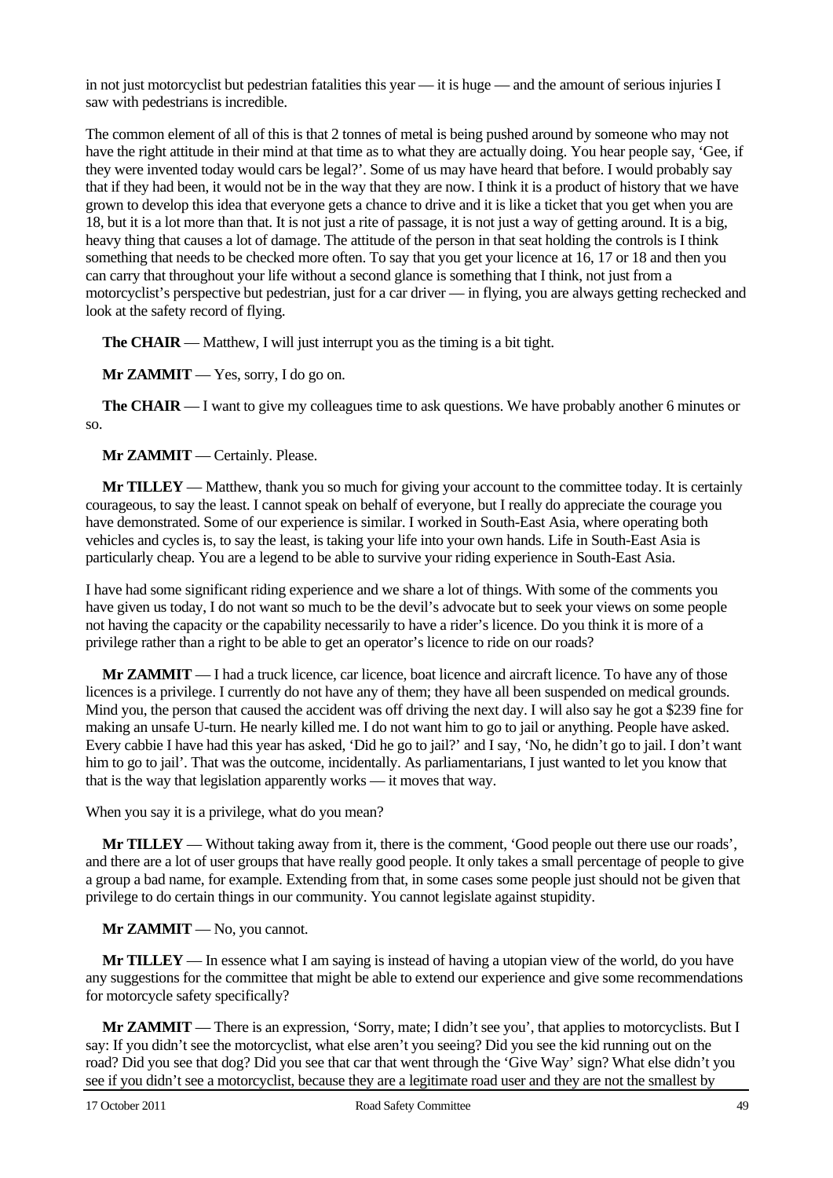in not just motorcyclist but pedestrian fatalities this year — it is huge — and the amount of serious injuries I saw with pedestrians is incredible.

The common element of all of this is that 2 tonnes of metal is being pushed around by someone who may not have the right attitude in their mind at that time as to what they are actually doing. You hear people say, 'Gee, if they were invented today would cars be legal?'. Some of us may have heard that before. I would probably say that if they had been, it would not be in the way that they are now. I think it is a product of history that we have grown to develop this idea that everyone gets a chance to drive and it is like a ticket that you get when you are 18, but it is a lot more than that. It is not just a rite of passage, it is not just a way of getting around. It is a big, heavy thing that causes a lot of damage. The attitude of the person in that seat holding the controls is I think something that needs to be checked more often. To say that you get your licence at 16, 17 or 18 and then you can carry that throughout your life without a second glance is something that I think, not just from a motorcyclist's perspective but pedestrian, just for a car driver — in flying, you are always getting rechecked and look at the safety record of flying.

**The CHAIR** — Matthew, I will just interrupt you as the timing is a bit tight.

**Mr ZAMMIT** — Yes, sorry, I do go on.

**The CHAIR** — I want to give my colleagues time to ask questions. We have probably another 6 minutes or so.

**Mr ZAMMIT** — Certainly. Please.

**Mr TILLEY** — Matthew, thank you so much for giving your account to the committee today. It is certainly courageous, to say the least. I cannot speak on behalf of everyone, but I really do appreciate the courage you have demonstrated. Some of our experience is similar. I worked in South-East Asia, where operating both vehicles and cycles is, to say the least, is taking your life into your own hands. Life in South-East Asia is particularly cheap. You are a legend to be able to survive your riding experience in South-East Asia.

I have had some significant riding experience and we share a lot of things. With some of the comments you have given us today, I do not want so much to be the devil's advocate but to seek your views on some people not having the capacity or the capability necessarily to have a rider's licence. Do you think it is more of a privilege rather than a right to be able to get an operator's licence to ride on our roads?

**Mr ZAMMIT** — I had a truck licence, car licence, boat licence and aircraft licence. To have any of those licences is a privilege. I currently do not have any of them; they have all been suspended on medical grounds. Mind you, the person that caused the accident was off driving the next day. I will also say he got a $239 fine for making an unsafe U-turn. He nearly killed me. I do not want him to go to jail or anything. People have asked. Every cabbie I have had this year has asked, 'Did he go to jail?' and I say, 'No, he didn't go to jail. I don't want him to go to jail'. That was the outcome, incidentally. As parliamentarians, I just wanted to let you know that that is the way that legislation apparently works — it moves that way.

When you say it is a privilege, what do you mean?

**Mr TILLEY** — Without taking away from it, there is the comment, 'Good people out there use our roads', and there are a lot of user groups that have really good people. It only takes a small percentage of people to give a group a bad name, for example. Extending from that, in some cases some people just should not be given that privilege to do certain things in our community. You cannot legislate against stupidity.

**Mr ZAMMIT** — No, you cannot.

**Mr TILLEY** — In essence what I am saying is instead of having a utopian view of the world, do you have any suggestions for the committee that might be able to extend our experience and give some recommendations for motorcycle safety specifically?

**Mr ZAMMIT** — There is an expression, 'Sorry, mate; I didn't see you', that applies to motorcyclists. But I say: If you didn't see the motorcyclist, what else aren't you seeing? Did you see the kid running out on the road? Did you see that dog? Did you see that car that went through the 'Give Way' sign? What else didn't you see if you didn't see a motorcyclist, because they are a legitimate road user and they are not the smallest by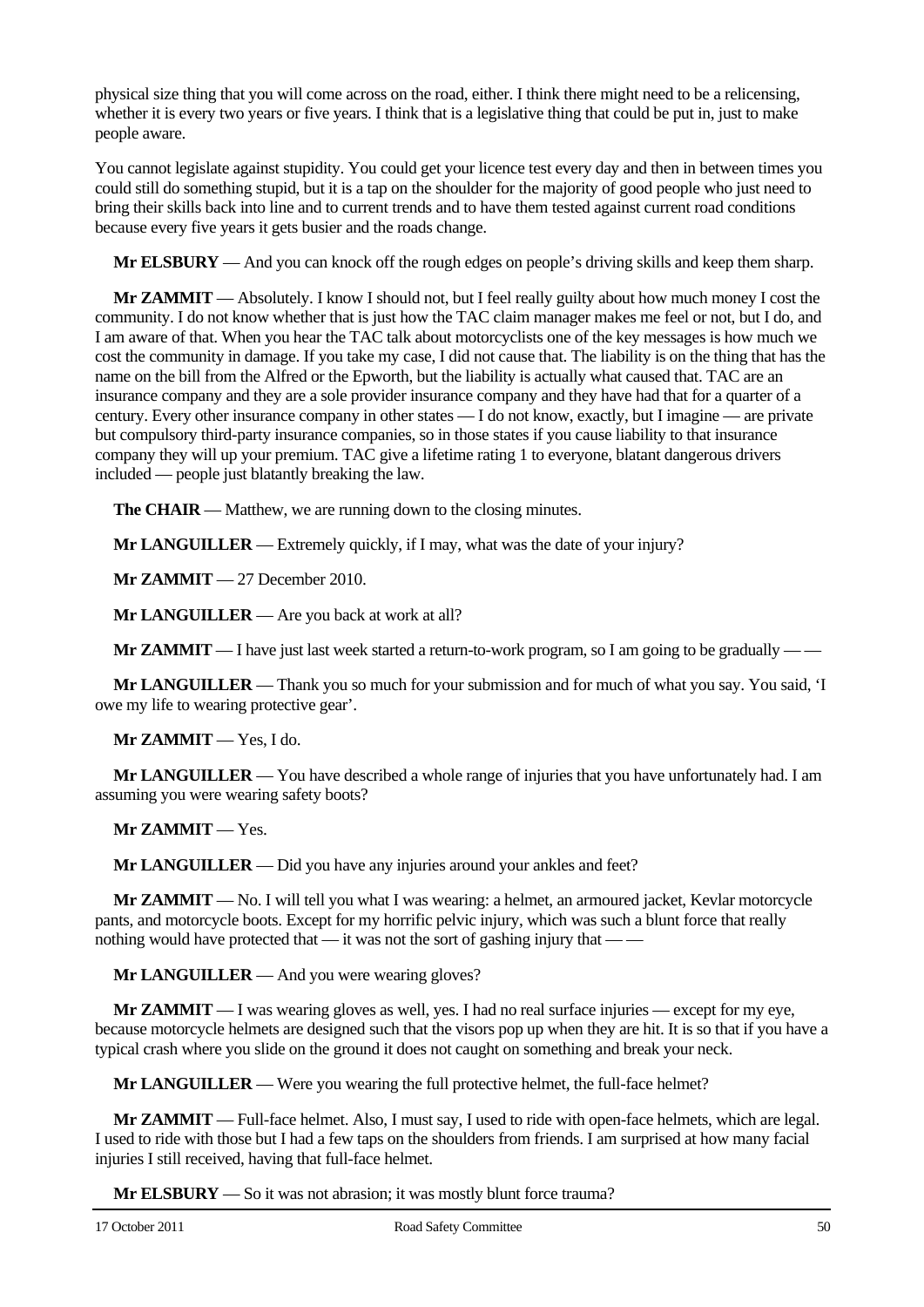physical size thing that you will come across on the road, either. I think there might need to be a relicensing, whether it is every two years or five years. I think that is a legislative thing that could be put in, just to make people aware.

You cannot legislate against stupidity. You could get your licence test every day and then in between times you could still do something stupid, but it is a tap on the shoulder for the majority of good people who just need to bring their skills back into line and to current trends and to have them tested against current road conditions because every five years it gets busier and the roads change.

**Mr ELSBURY** — And you can knock off the rough edges on people's driving skills and keep them sharp.

**Mr ZAMMIT** — Absolutely. I know I should not, but I feel really guilty about how much money I cost the community. I do not know whether that is just how the TAC claim manager makes me feel or not, but I do, and I am aware of that. When you hear the TAC talk about motorcyclists one of the key messages is how much we cost the community in damage. If you take my case, I did not cause that. The liability is on the thing that has the name on the bill from the Alfred or the Epworth, but the liability is actually what caused that. TAC are an insurance company and they are a sole provider insurance company and they have had that for a quarter of a century. Every other insurance company in other states — I do not know, exactly, but I imagine — are private but compulsory third-party insurance companies, so in those states if you cause liability to that insurance company they will up your premium. TAC give a lifetime rating 1 to everyone, blatant dangerous drivers included — people just blatantly breaking the law.

**The CHAIR** — Matthew, we are running down to the closing minutes.

**Mr LANGUILLER** — Extremely quickly, if I may, what was the date of your injury?

**Mr ZAMMIT** — 27 December 2010.

**Mr LANGUILLER** — Are you back at work at all?

**Mr ZAMMIT** — I have just last week started a return-to-work program, so I am going to be gradually — —

**Mr LANGUILLER** — Thank you so much for your submission and for much of what you say. You said, 'I owe my life to wearing protective gear'.

**Mr ZAMMIT** — Yes, I do.

**Mr LANGUILLER** — You have described a whole range of injuries that you have unfortunately had. I am assuming you were wearing safety boots?

**Mr ZAMMIT** — Yes.

**Mr LANGUILLER** — Did you have any injuries around your ankles and feet?

**Mr ZAMMIT** — No. I will tell you what I was wearing: a helmet, an armoured jacket, Kevlar motorcycle pants, and motorcycle boots. Except for my horrific pelvic injury, which was such a blunt force that really nothing would have protected that — it was not the sort of gashing injury that — —

**Mr LANGUILLER** — And you were wearing gloves?

**Mr ZAMMIT** — I was wearing gloves as well, yes. I had no real surface injuries — except for my eye, because motorcycle helmets are designed such that the visors pop up when they are hit. It is so that if you have a typical crash where you slide on the ground it does not caught on something and break your neck.

**Mr LANGUILLER** — Were you wearing the full protective helmet, the full-face helmet?

**Mr ZAMMIT** — Full-face helmet. Also, I must say, I used to ride with open-face helmets, which are legal. I used to ride with those but I had a few taps on the shoulders from friends. I am surprised at how many facial injuries I still received, having that full-face helmet.

**Mr ELSBURY** — So it was not abrasion; it was mostly blunt force trauma?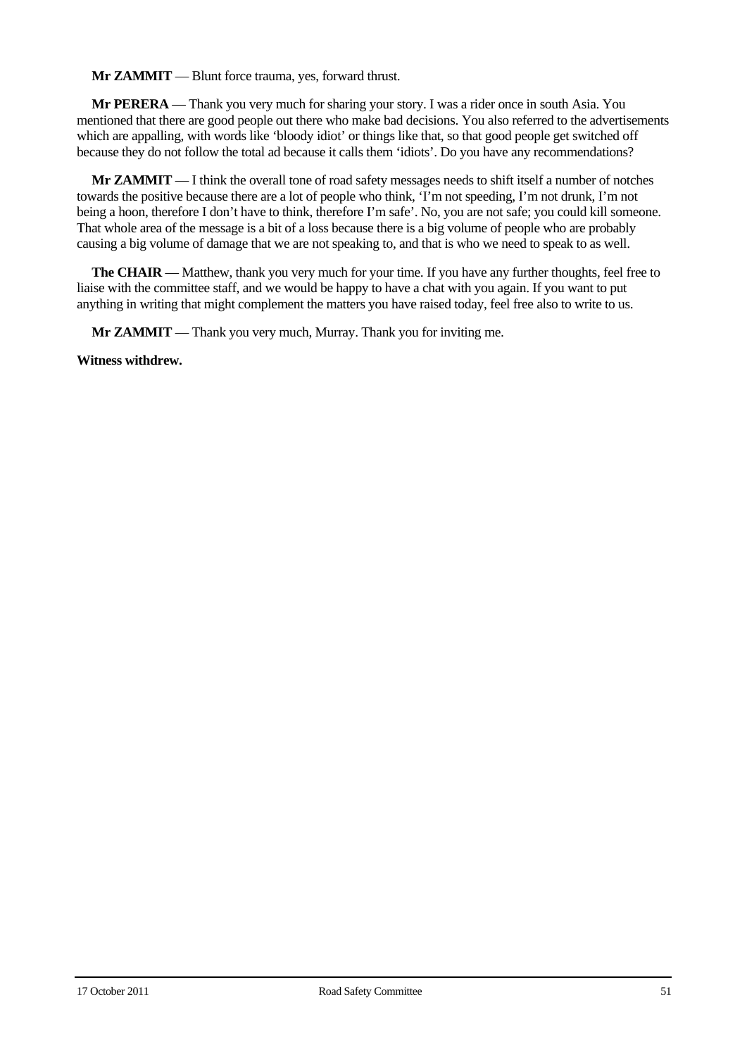**Mr ZAMMIT** — Blunt force trauma, yes, forward thrust.

**Mr PERERA** — Thank you very much for sharing your story. I was a rider once in south Asia. You mentioned that there are good people out there who make bad decisions. You also referred to the advertisements which are appalling, with words like 'bloody idiot' or things like that, so that good people get switched off because they do not follow the total ad because it calls them 'idiots'. Do you have any recommendations?

**Mr ZAMMIT** — I think the overall tone of road safety messages needs to shift itself a number of notches towards the positive because there are a lot of people who think, 'I'm not speeding, I'm not drunk, I'm not being a hoon, therefore I don't have to think, therefore I'm safe'. No, you are not safe; you could kill someone. That whole area of the message is a bit of a loss because there is a big volume of people who are probably causing a big volume of damage that we are not speaking to, and that is who we need to speak to as well.

**The CHAIR** — Matthew, thank you very much for your time. If you have any further thoughts, feel free to liaise with the committee staff, and we would be happy to have a chat with you again. If you want to put anything in writing that might complement the matters you have raised today, feel free also to write to us.

**Mr ZAMMIT** — Thank you very much, Murray. Thank you for inviting me.

**Witness withdrew.**